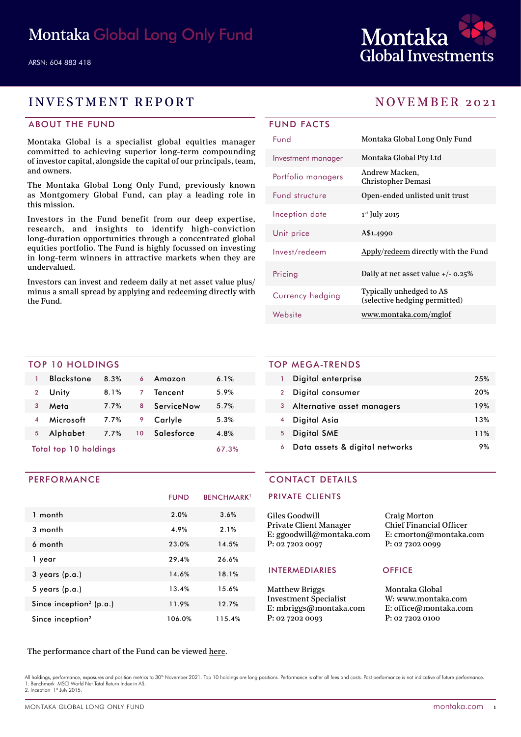# Montaka Global Long Only Fund

ARSN: 604 883 418

Montaka Global Investments

## INVESTMENT REPORT — NOVEMBER 2021

### ABOUT THE FUND

Montaka Global is a specialist global equities manager committed to achieving superior long-term compounding of investor capital, alongside the capital of our principals, team, and owners.

The Montaka Global Long Only Fund, previously known as Montgomery Global Fund, can play a leading role in this mission.

Investors in the Fund benefit from our deep expertise, research, and insights to identify high-conviction long-duration opportunities through a concentrated global equities portfolio. The Fund is highly focussed on investing in long-term winners in attractive markets when they are undervalued.

Investors can invest and redeem daily at net asset value plus/minus a small spread by applying and redeeming directly with the Fund.

### FUND FACTS

| | |
|---|---|
| Fund | Montaka Global Long Only Fund |
| Investment manager | Montaka Global Pty Ltd |
| Portfolio managers | Andrew Macken, Christopher Demasi |
| Fund structure | Open-ended unlisted unit trust |
| Inception date | 1st July 2015 |
| Unit price | A$1.4990 |
| Invest/redeem | Apply/redeem directly with the Fund |
| Pricing | Daily at net asset value +/- 0.25% |
| Currency hedging | Typically unhedged to A$ (selective hedging permitted) |
| Website | www.montaka.com/mglof |

### TOP 10 HOLDINGS

| | | | | | |
|---|---|---|---|---|---|
| 1 | Blackstone | 8.3% | 6 | Amazon | 6.1% |
| 2 | Unity | 8.1% | 7 | Tencent | 5.9% |
| 3 | Meta | 7.7% | 8 | ServiceNow | 5.7% |
| 4 | Microsoft | 7.7% | 9 | Carlyle | 5.3% |
| 5 | Alphabet | 7.7% | 10 | Salesforce | 4.8% |
| Total top 10 holdings | | | | | 67.3% |

### TOP MEGA-TRENDS

| | | |
|---|---|---|
| 1 | Digital enterprise | 25% |
| 2 | Digital consumer | 20% |
| 3 | Alternative asset managers | 19% |
| 4 | Digital Asia | 13% |
| 5 | Digital SME | 11% |
| 6 | Data assets & digital networks | 9% |

### PERFORMANCE

| | FUND | BENCHMARK[1] |
|---|---|---|
| 1 month | 2.0% | 3.6% |
| 3 month | 4.9% | 2.1% |
| 6 month | 23.0% | 14.5% |
| 1 year | 29.4% | 26.6% |
| 3 years (p.a.) | 14.6% | 18.1% |
| 5 years (p.a.) | 13.4% | 15.6% |
| Since inception[2] (p.a.) | 11.9% | 12.7% |
| Since inception[2] | 106.0% | 115.4% |

The performance chart of the Fund can be viewed here.

### CONTACT DETAILS

#### PRIVATE CLIENTS

Giles Goodwill
Private Client Manager
E: ggoodwill@montaka.com
P: 02 7202 0097

Craig Morton
Chief Financial Officer
E: cmorton@montaka.com
P: 02 7202 0099

#### INTERMEDIARIES

Matthew Briggs
Investment Specialist
E: mbriggs@montaka.com
P: 02 7202 0093

#### OFFICE

Montaka Global
W: www.montaka.com
E: office@montaka.com
P: 02 7202 0100

All holdings, performance, exposures and position metrics to 30th November 2021. Top 10 holdings are long positions. Performance is after all fees and costs. Past performance is not indicative of future performance.
1. Benchmark MSCI World Net Total Return Index in A$.
2. Inception 1st July 2015.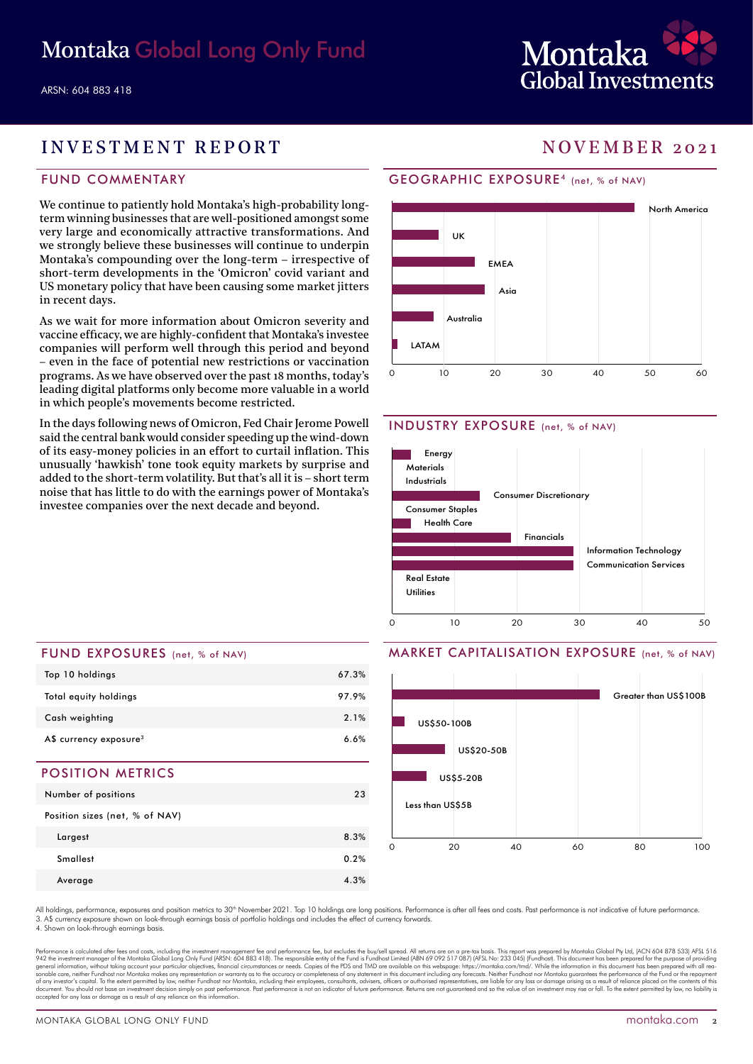# Montaka Global Long Only Fund

ARSN: 604 883 418

Montaka Global Investments

# INVESTMENT REPORT

# NOVEMBER 2021

## FUND COMMENTARY

We continue to patiently hold Montaka's high-probability long-term winning businesses that are well-positioned amongst some very large and economically attractive transformations. And we strongly believe these businesses will continue to underpin Montaka's compounding over the long-term – irrespective of short-term developments in the 'Omicron' covid variant and US monetary policy that have been causing some market jitters in recent days.

As we wait for more information about Omicron severity and vaccine efficacy, we are highly-confident that Montaka's investee companies will perform well through this period and beyond – even in the face of potential new restrictions or vaccination programs. As we have observed over the past 18 months, today's leading digital platforms only become more valuable in a world in which people's movements become restricted.

In the days following news of Omicron, Fed Chair Jerome Powell said the central bank would consider speeding up the wind-down of its easy-money policies in an effort to curtail inflation. This unusually 'hawkish' tone took equity markets by surprise and added to the short-term volatility. But that's all it is – short term noise that has little to do with the earnings power of Montaka's investee companies over the next decade and beyond.

## GEOGRAPHIC EXPOSURE[4] (net, % of NAV)

North America
UK
EMEA
Asia
Australia
LATAM

0 10 20 30 40 50 60

## INDUSTRY EXPOSURE (net, % of NAV)

Energy
Materials
Industrials
Consumer Discretionary
Consumer Staples
Health Care
Financials
Information Technology
Communication Services
Real Estate
Utilities

0 10 20 30 40 50

## FUND EXPOSURES (net, % of NAV)

| | |
|---|---|
| Top 10 holdings | 67.3% |
| Total equity holdings | 97.9% |
| Cash weighting | 2.1% |
| A$ currency exposure[3] | 6.6% |

## POSITION METRICS

| | |
|---|---|
| Number of positions | 23 |
| Position sizes (net, % of NAV) | |
| Largest | 8.3% |
| Smallest | 0.2% |
| Average | 4.3% |

## MARKET CAPITALISATION EXPOSURE (net, % of NAV)

Greater than US$100B
US$50-100B
US$20-50B
US$5-20B
Less than US$5B

0 20 40 60 80 100

All holdings, performance, exposures and position metrics to 30th November 2021. Top 10 holdings are long positions. Performance is after all fees and costs. Past performance is not indicative of future performance.
3. A$ currency exposure shown on look-through earnings basis of portfolio holdings and includes the effect of currency forwards.
4. Shown on look-through earnings basis.

Performance is calculated after fees and costs, including the investment management fee and performance fee, but excludes the buy/sell spread. All returns are on a pre-tax basis. This report was prepared by Montaka Global Pty Ltd, (ACN 604 878 533) AFSL 516 942 the investment manager of the Montaka Global Long Only Fund (ARSN: 604 883 418). The responsible entity of the Fund is Fundhost Limited (ABN 69 092 517 087) (AFSL No: 233 045) (Fundhost). This document has been prepared for the purpose of providing general information, without taking account your particular objectives, financial circumstances or needs. Copies of the PDS and TMD are available on this webpage: https://montaka.com/tmd/. While the information in this document has been prepared with all reasonable care, neither Fundhost nor Montaka makes any representation or warranty as to the accuracy or completeness of any statement in this document including any forecasts. Neither Fundhost nor Montaka guarantees the performance of the Fund or the repayment of any investor's capital. To the extent permitted by law, neither Fundhost nor Montaka, including their employees, consultants, advisers, officers or authorised representatives, are liable for any loss or damage arising as a result of reliance placed on the contents of this document. You should not base an investment decision simply on past performance. Past performance is not an indicator of future performance. Returns are not guaranteed and so the value of an investment may rise or fall. To the extent permitted by law, no liability is accepted for any loss or damage as a result of any reliance on this information.